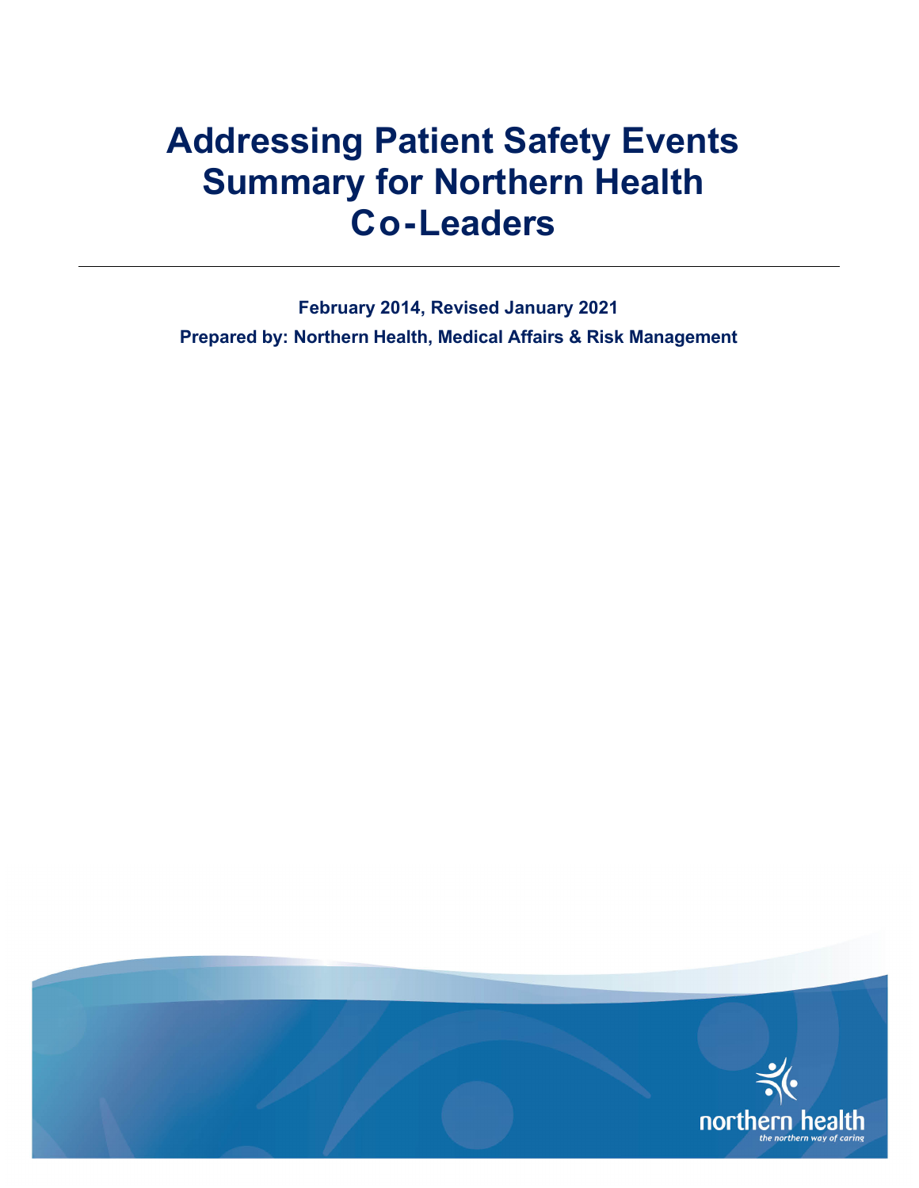# Addressing Patient Safety Events Summary for Northern Health Co-Leaders

**February 2014, Revised January 2021**

**Prepared by: Northern Health, Medical Affairs & Risk Management**

northern health

*the northern way of caring*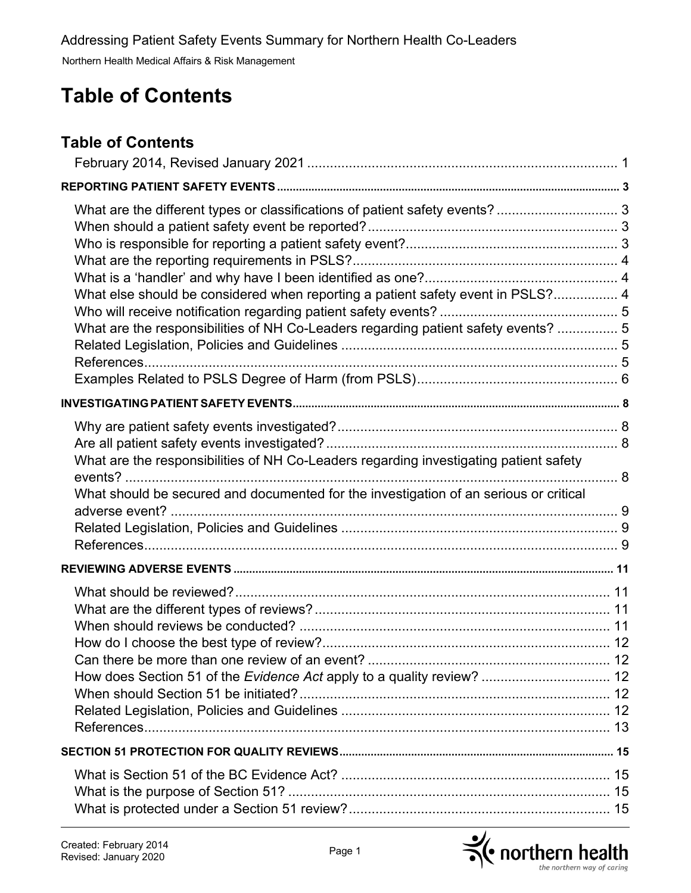# Table of Contents

## Table of Contents

February 2014, Revised January 2021 .................................................................................. 1

**REPORTING PATIENT SAFETY EVENTS** ................................................................................................................ 3

- What are the different types or classifications of patient safety events? ................................ 3
- When should a patient safety event be reported? ................................................................. 3
- Who is responsible for reporting a patient safety event? ....................................................... 3
- What are the reporting requirements in PSLS? ..................................................................... 4
- What is a 'handler' and why have I been identified as one? .................................................. 4
- What else should be considered when reporting a patient safety event in PSLS? ................. 4
- Who will receive notification regarding patient safety events? ............................................... 5
- What are the responsibilities of NH Co-Leaders regarding patient safety events? ................ 5
- Related Legislation, Policies and Guidelines ......................................................................... 5
- References ............................................................................................................................ 5
- Examples Related to PSLS Degree of Harm (from PSLS) ..................................................... 6

**INVESTIGATING PATIENT SAFETY EVENTS** ............................................................................................................ 8

- Why are patient safety events investigated? .......................................................................... 8
- Are all patient safety events investigated? ............................................................................. 8
- What are the responsibilities of NH Co-Leaders regarding investigating patient safety events? ............................................................................................................................ 8
- What should be secured and documented for the investigation of an serious or critical adverse event? ..................................................................................................................... 9
- Related Legislation, Policies and Guidelines ......................................................................... 9
- References ............................................................................................................................ 9

**REVIEWING ADVERSE EVENTS** ............................................................................................................................ 11

- What should be reviewed? .................................................................................................. 11
- What are the different types of reviews? ............................................................................. 11
- When should reviews be conducted? .................................................................................. 11
- How do I choose the best type of review? ........................................................................... 12
- Can there be more than one review of an event? ................................................................ 12
- How does Section 51 of the *Evidence Act* apply to a quality review? .................................. 12
- When should Section 51 be initiated? .................................................................................. 12
- Related Legislation, Policies and Guidelines ....................................................................... 12
- References .......................................................................................................................... 13

**SECTION 51 PROTECTION FOR QUALITY REVIEWS** .......................................................................................... 15

- What is Section 51 of the BC Evidence Act? ....................................................................... 15
- What is the purpose of Section 51? ..................................................................................... 15
- What is protected under a Section 51 review? ..................................................................... 15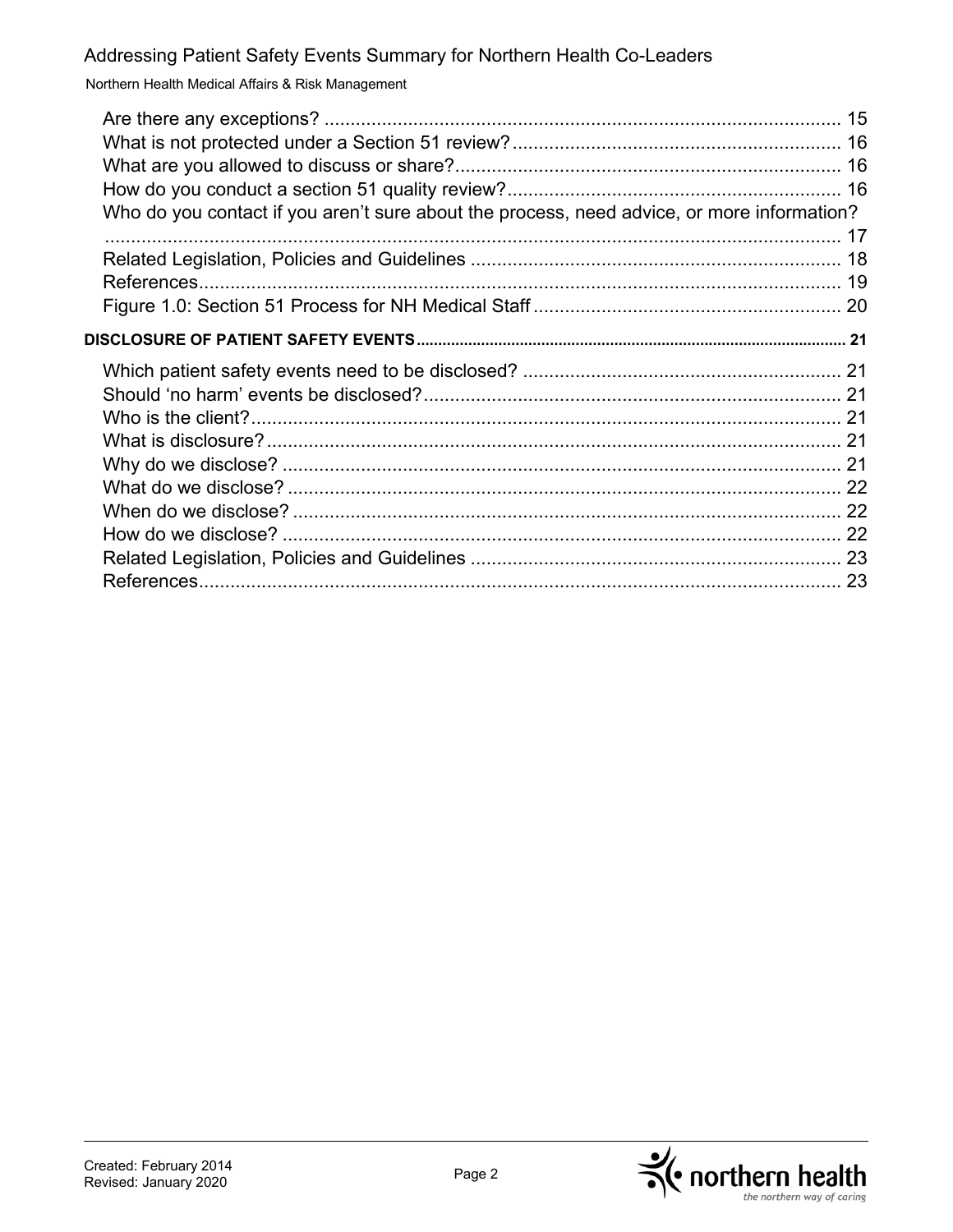Are there any exceptions? ..... 15
What is not protected under a Section 51 review? ..... 16
What are you allowed to discuss or share? ..... 16
How do you conduct a section 51 quality review? ..... 16
Who do you contact if you aren't sure about the process, need advice, or more information? ..... 17
Related Legislation, Policies and Guidelines ..... 18
References ..... 19
Figure 1.0: Section 51 Process for NH Medical Staff ..... 20

**DISCLOSURE OF PATIENT SAFETY EVENTS ..... 21**

Which patient safety events need to be disclosed? ..... 21
Should 'no harm' events be disclosed? ..... 21
Who is the client? ..... 21
What is disclosure? ..... 21
Why do we disclose? ..... 21
What do we disclose? ..... 22
When do we disclose? ..... 22
How do we disclose? ..... 22
Related Legislation, Policies and Guidelines ..... 23
References ..... 23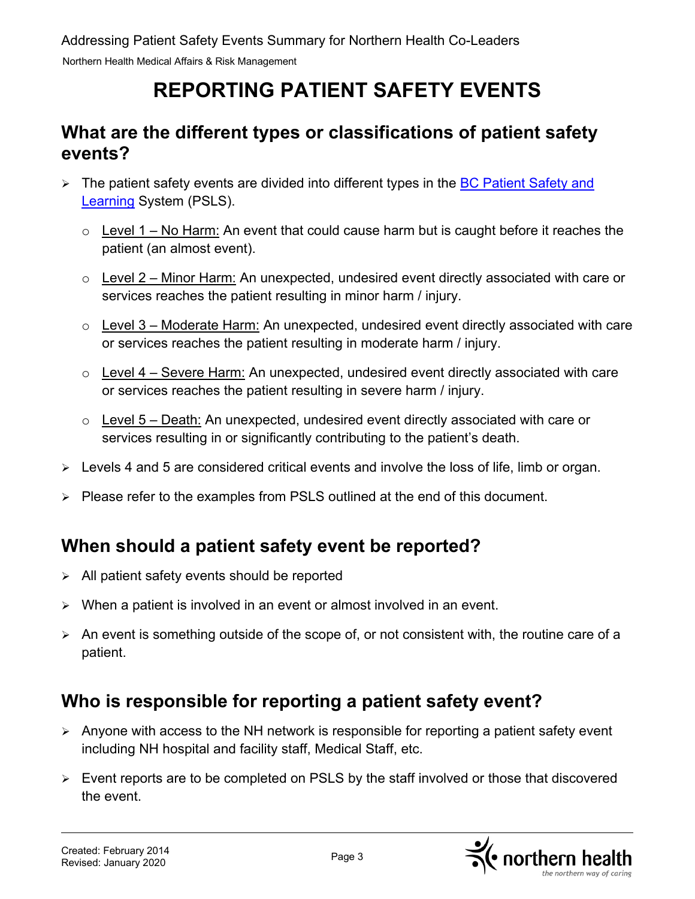# REPORTING PATIENT SAFETY EVENTS

## What are the different types or classifications of patient safety events?

- The patient safety events are divided into different types in the [BC Patient Safety and Learning](#) System (PSLS).
  - Level 1 – No Harm: An event that could cause harm but is caught before it reaches the patient (an almost event).
  - Level 2 – Minor Harm: An unexpected, undesired event directly associated with care or services reaches the patient resulting in minor harm / injury.
  - Level 3 – Moderate Harm: An unexpected, undesired event directly associated with care or services reaches the patient resulting in moderate harm / injury.
  - Level 4 – Severe Harm: An unexpected, undesired event directly associated with care or services reaches the patient resulting in severe harm / injury.
  - Level 5 – Death: An unexpected, undesired event directly associated with care or services resulting in or significantly contributing to the patient's death.
- Levels 4 and 5 are considered critical events and involve the loss of life, limb or organ.
- Please refer to the examples from PSLS outlined at the end of this document.

## When should a patient safety event be reported?

- All patient safety events should be reported
- When a patient is involved in an event or almost involved in an event.
- An event is something outside of the scope of, or not consistent with, the routine care of a patient.

## Who is responsible for reporting a patient safety event?

- Anyone with access to the NH network is responsible for reporting a patient safety event including NH hospital and facility staff, Medical Staff, etc.
- Event reports are to be completed on PSLS by the staff involved or those that discovered the event.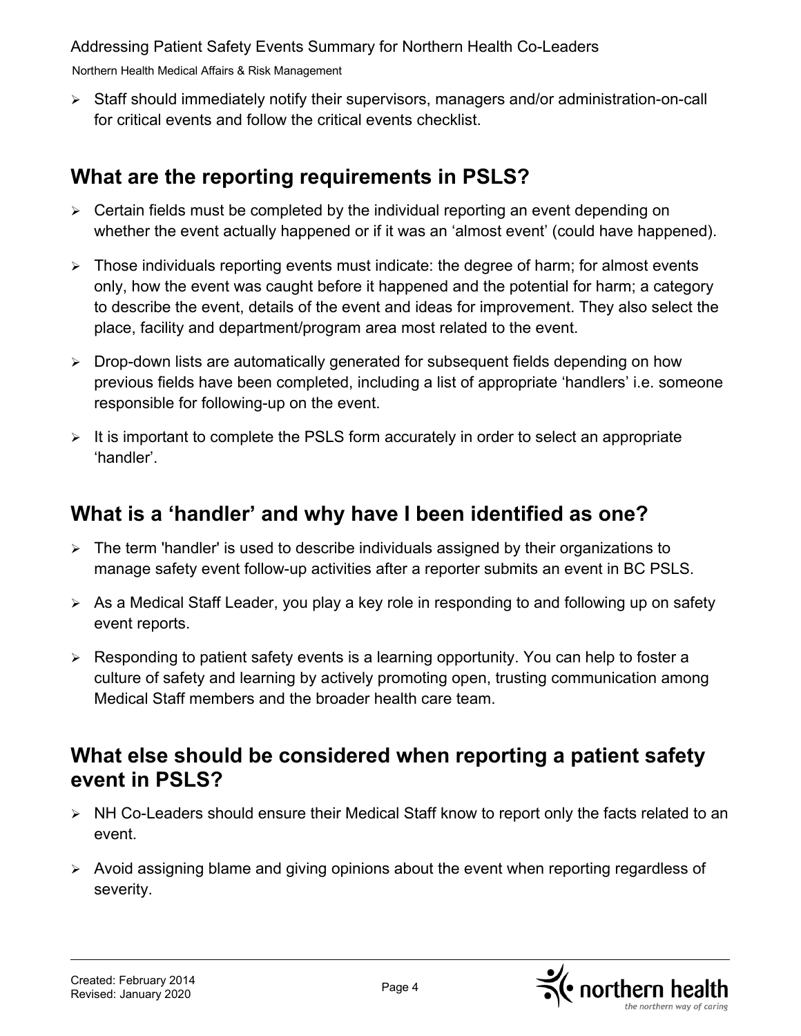- Staff should immediately notify their supervisors, managers and/or administration-on-call for critical events and follow the critical events checklist.

## What are the reporting requirements in PSLS?

- Certain fields must be completed by the individual reporting an event depending on whether the event actually happened or if it was an 'almost event' (could have happened).
- Those individuals reporting events must indicate: the degree of harm; for almost events only, how the event was caught before it happened and the potential for harm; a category to describe the event, details of the event and ideas for improvement. They also select the place, facility and department/program area most related to the event.
- Drop-down lists are automatically generated for subsequent fields depending on how previous fields have been completed, including a list of appropriate 'handlers' i.e. someone responsible for following-up on the event.
- It is important to complete the PSLS form accurately in order to select an appropriate 'handler'.

## What is a 'handler' and why have I been identified as one?

- The term 'handler' is used to describe individuals assigned by their organizations to manage safety event follow-up activities after a reporter submits an event in BC PSLS.
- As a Medical Staff Leader, you play a key role in responding to and following up on safety event reports.
- Responding to patient safety events is a learning opportunity. You can help to foster a culture of safety and learning by actively promoting open, trusting communication among Medical Staff members and the broader health care team.

## What else should be considered when reporting a patient safety event in PSLS?

- NH Co-Leaders should ensure their Medical Staff know to report only the facts related to an event.
- Avoid assigning blame and giving opinions about the event when reporting regardless of severity.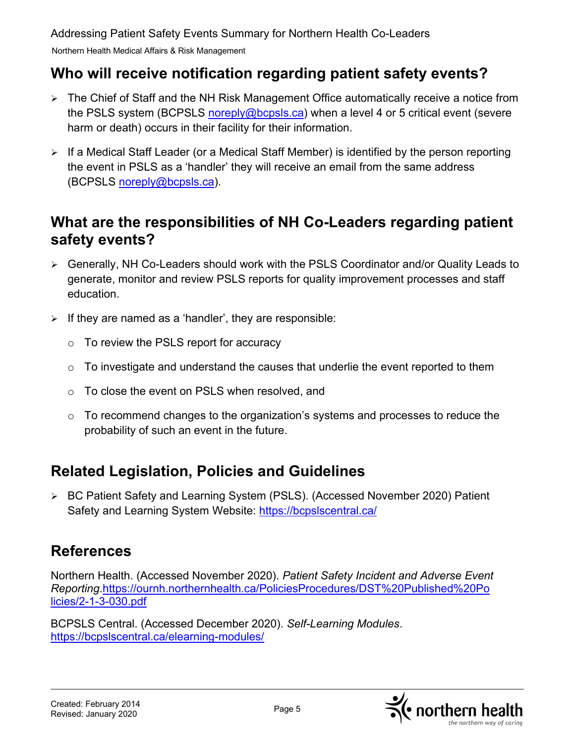## Who will receive notification regarding patient safety events?

- The Chief of Staff and the NH Risk Management Office automatically receive a notice from the PSLS system (BCPSLS [noreply@bcpsls.ca](mailto:noreply@bcpsls.ca)) when a level 4 or 5 critical event (severe harm or death) occurs in their facility for their information.
- If a Medical Staff Leader (or a Medical Staff Member) is identified by the person reporting the event in PSLS as a 'handler' they will receive an email from the same address (BCPSLS [noreply@bcpsls.ca](mailto:noreply@bcpsls.ca)).

## What are the responsibilities of NH Co-Leaders regarding patient safety events?

- Generally, NH Co-Leaders should work with the PSLS Coordinator and/or Quality Leads to generate, monitor and review PSLS reports for quality improvement processes and staff education.
- If they are named as a 'handler', they are responsible:
  - To review the PSLS report for accuracy
  - To investigate and understand the causes that underlie the event reported to them
  - To close the event on PSLS when resolved, and
  - To recommend changes to the organization's systems and processes to reduce the probability of such an event in the future.

## Related Legislation, Policies and Guidelines

- BC Patient Safety and Learning System (PSLS). (Accessed November 2020) Patient Safety and Learning System Website: https://bcpslscentral.ca/

## References

Northern Health. (Accessed November 2020). *Patient Safety Incident and Adverse Event Reporting*.https://ournh.northernhealth.ca/PoliciesProcedures/DST%20Published%20Policies/2-1-3-030.pdf

BCPSLS Central. (Accessed December 2020). *Self-Learning Modules*. https://bcpslscentral.ca/elearning-modules/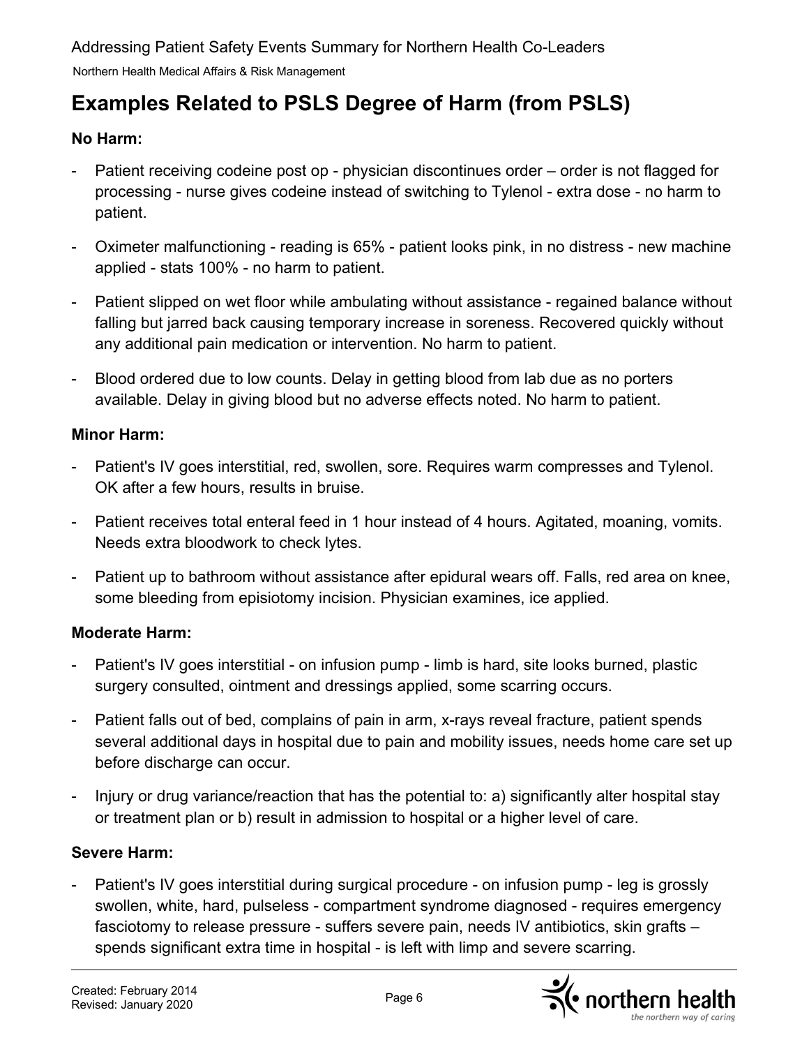## Examples Related to PSLS Degree of Harm (from PSLS)

**No Harm:**

- Patient receiving codeine post op - physician discontinues order – order is not flagged for processing - nurse gives codeine instead of switching to Tylenol - extra dose - no harm to patient.
- Oximeter malfunctioning - reading is 65% - patient looks pink, in no distress - new machine applied - stats 100% - no harm to patient.
- Patient slipped on wet floor while ambulating without assistance - regained balance without falling but jarred back causing temporary increase in soreness. Recovered quickly without any additional pain medication or intervention. No harm to patient.
- Blood ordered due to low counts. Delay in getting blood from lab due as no porters available. Delay in giving blood but no adverse effects noted. No harm to patient.

**Minor Harm:**

- Patient's IV goes interstitial, red, swollen, sore. Requires warm compresses and Tylenol. OK after a few hours, results in bruise.
- Patient receives total enteral feed in 1 hour instead of 4 hours. Agitated, moaning, vomits. Needs extra bloodwork to check lytes.
- Patient up to bathroom without assistance after epidural wears off. Falls, red area on knee, some bleeding from episiotomy incision. Physician examines, ice applied.

**Moderate Harm:**

- Patient's IV goes interstitial - on infusion pump - limb is hard, site looks burned, plastic surgery consulted, ointment and dressings applied, some scarring occurs.
- Patient falls out of bed, complains of pain in arm, x-rays reveal fracture, patient spends several additional days in hospital due to pain and mobility issues, needs home care set up before discharge can occur.
- Injury or drug variance/reaction that has the potential to: a) significantly alter hospital stay or treatment plan or b) result in admission to hospital or a higher level of care.

**Severe Harm:**

- Patient's IV goes interstitial during surgical procedure - on infusion pump - leg is grossly swollen, white, hard, pulseless - compartment syndrome diagnosed - requires emergency fasciotomy to release pressure - suffers severe pain, needs IV antibiotics, skin grafts – spends significant extra time in hospital - is left with limp and severe scarring.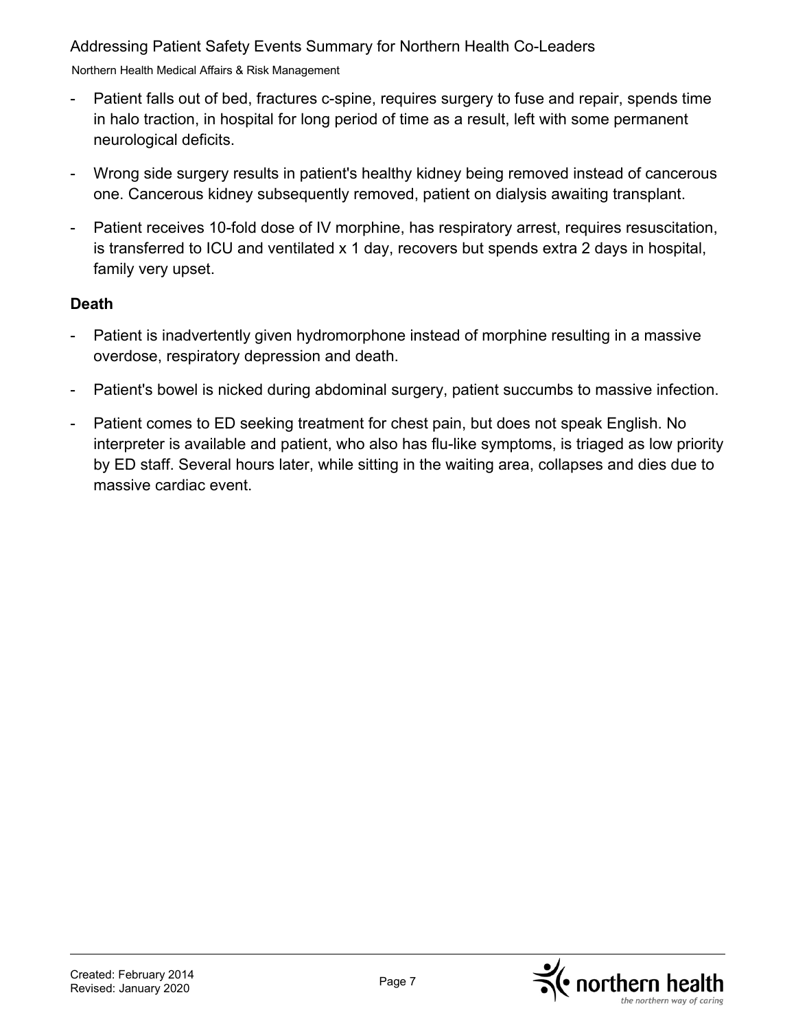- Patient falls out of bed, fractures c-spine, requires surgery to fuse and repair, spends time in halo traction, in hospital for long period of time as a result, left with some permanent neurological deficits.
- Wrong side surgery results in patient's healthy kidney being removed instead of cancerous one. Cancerous kidney subsequently removed, patient on dialysis awaiting transplant.
- Patient receives 10-fold dose of IV morphine, has respiratory arrest, requires resuscitation, is transferred to ICU and ventilated x 1 day, recovers but spends extra 2 days in hospital, family very upset.

**Death**

- Patient is inadvertently given hydromorphone instead of morphine resulting in a massive overdose, respiratory depression and death.
- Patient's bowel is nicked during abdominal surgery, patient succumbs to massive infection.
- Patient comes to ED seeking treatment for chest pain, but does not speak English. No interpreter is available and patient, who also has flu-like symptoms, is triaged as low priority by ED staff. Several hours later, while sitting in the waiting area, collapses and dies due to massive cardiac event.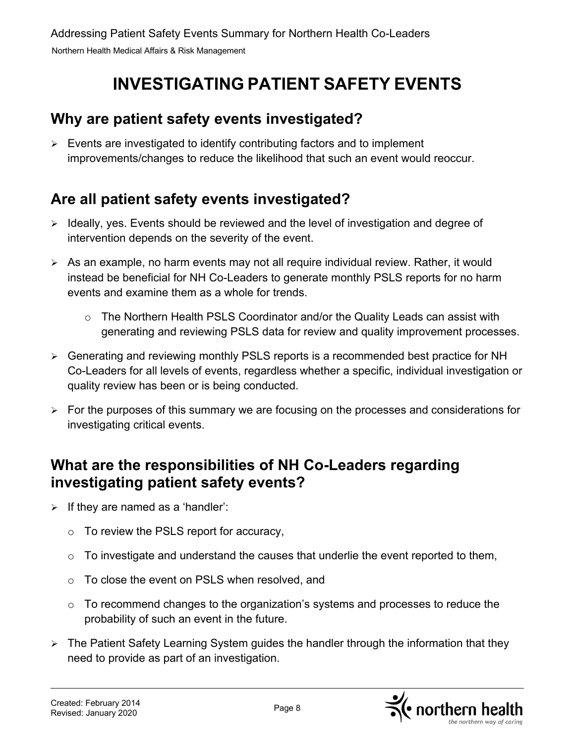# INVESTIGATING PATIENT SAFETY EVENTS

## Why are patient safety events investigated?

- Events are investigated to identify contributing factors and to implement improvements/changes to reduce the likelihood that such an event would reoccur.

## Are all patient safety events investigated?

- Ideally, yes. Events should be reviewed and the level of investigation and degree of intervention depends on the severity of the event.
- As an example, no harm events may not all require individual review. Rather, it would instead be beneficial for NH Co-Leaders to generate monthly PSLS reports for no harm events and examine them as a whole for trends.
  - The Northern Health PSLS Coordinator and/or the Quality Leads can assist with generating and reviewing PSLS data for review and quality improvement processes.
- Generating and reviewing monthly PSLS reports is a recommended best practice for NH Co-Leaders for all levels of events, regardless whether a specific, individual investigation or quality review has been or is being conducted.
- For the purposes of this summary we are focusing on the processes and considerations for investigating critical events.

## What are the responsibilities of NH Co-Leaders regarding investigating patient safety events?

- If they are named as a 'handler':
  - To review the PSLS report for accuracy,
  - To investigate and understand the causes that underlie the event reported to them,
  - To close the event on PSLS when resolved, and
  - To recommend changes to the organization's systems and processes to reduce the probability of such an event in the future.
- The Patient Safety Learning System guides the handler through the information that they need to provide as part of an investigation.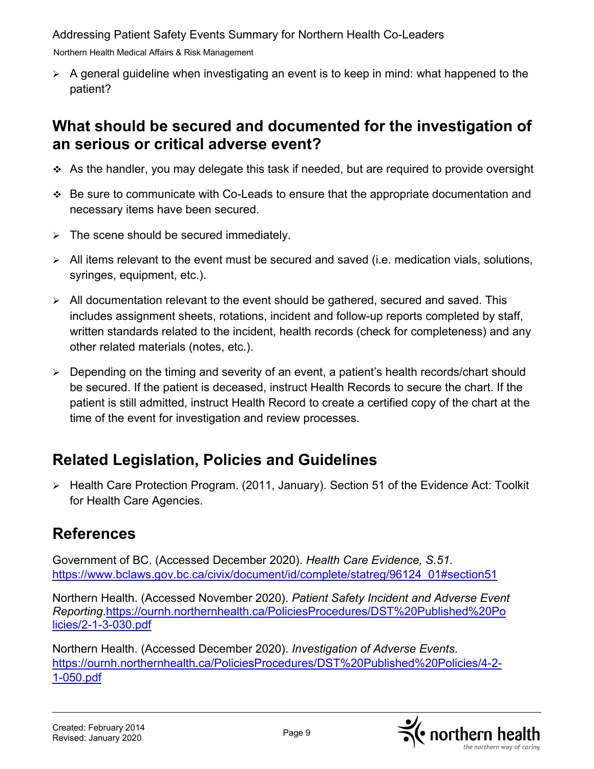- A general guideline when investigating an event is to keep in mind: what happened to the patient?

## What should be secured and documented for the investigation of an serious or critical adverse event?

- As the handler, you may delegate this task if needed, but are required to provide oversight
- Be sure to communicate with Co-Leads to ensure that the appropriate documentation and necessary items have been secured.

- The scene should be secured immediately.
- All items relevant to the event must be secured and saved (i.e. medication vials, solutions, syringes, equipment, etc.).
- All documentation relevant to the event should be gathered, secured and saved. This includes assignment sheets, rotations, incident and follow-up reports completed by staff, written standards related to the incident, health records (check for completeness) and any other related materials (notes, etc.).
- Depending on the timing and severity of an event, a patient's health records/chart should be secured. If the patient is deceased, instruct Health Records to secure the chart. If the patient is still admitted, instruct Health Record to create a certified copy of the chart at the time of the event for investigation and review processes.

## Related Legislation, Policies and Guidelines

- Health Care Protection Program. (2011, January). Section 51 of the Evidence Act: Toolkit for Health Care Agencies.

## References

Government of BC. (Accessed December 2020). *Health Care Evidence, S.51*. https://www.bclaws.gov.bc.ca/civix/document/id/complete/statreg/96124_01#section51

Northern Health. (Accessed November 2020). *Patient Safety Incident and Adverse Event Reporting*.https://ournh.northernhealth.ca/PoliciesProcedures/DST%20Published%20Policies/2-1-3-030.pdf

Northern Health. (Accessed December 2020). *Investigation of Adverse Events*. https://ournh.northernhealth.ca/PoliciesProcedures/DST%20Published%20Policies/4-2-1-050.pdf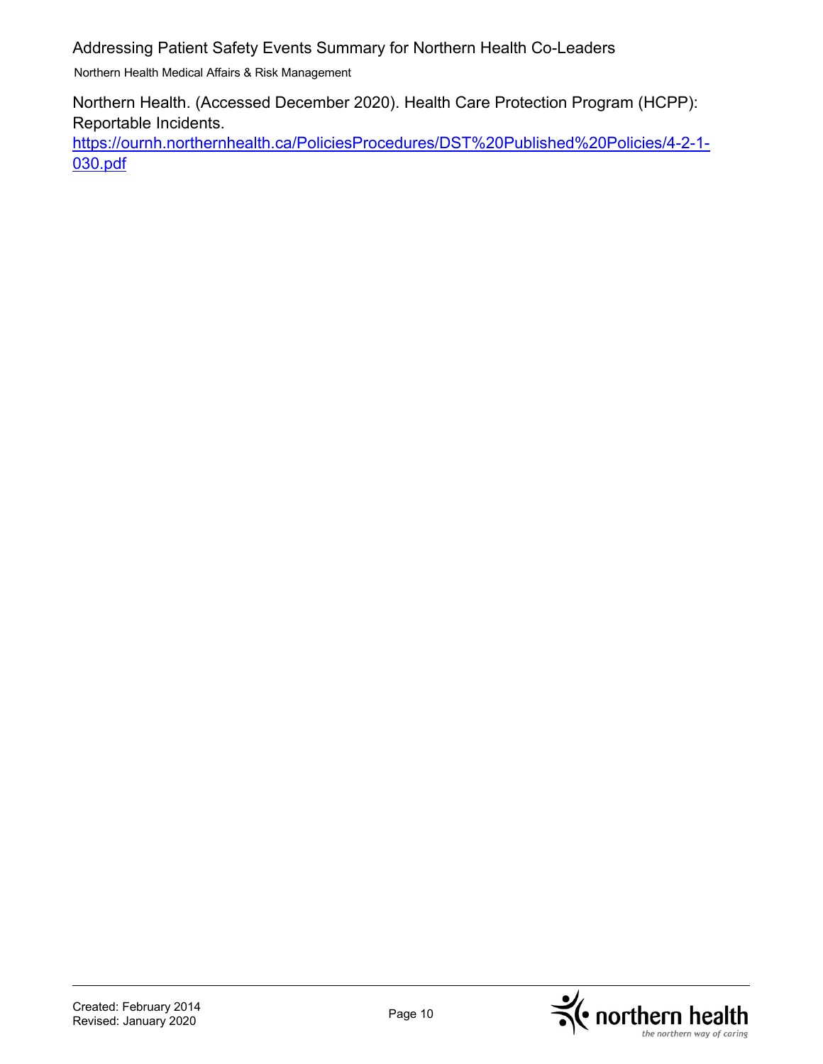Northern Health. (Accessed December 2020). Health Care Protection Program (HCPP): Reportable Incidents. [https://ournh.northernhealth.ca/PoliciesProcedures/DST%20Published%20Policies/4-2-1-030.pdf](https://ournh.northernhealth.ca/PoliciesProcedures/DST%20Published%20Policies/4-2-1-030.pdf)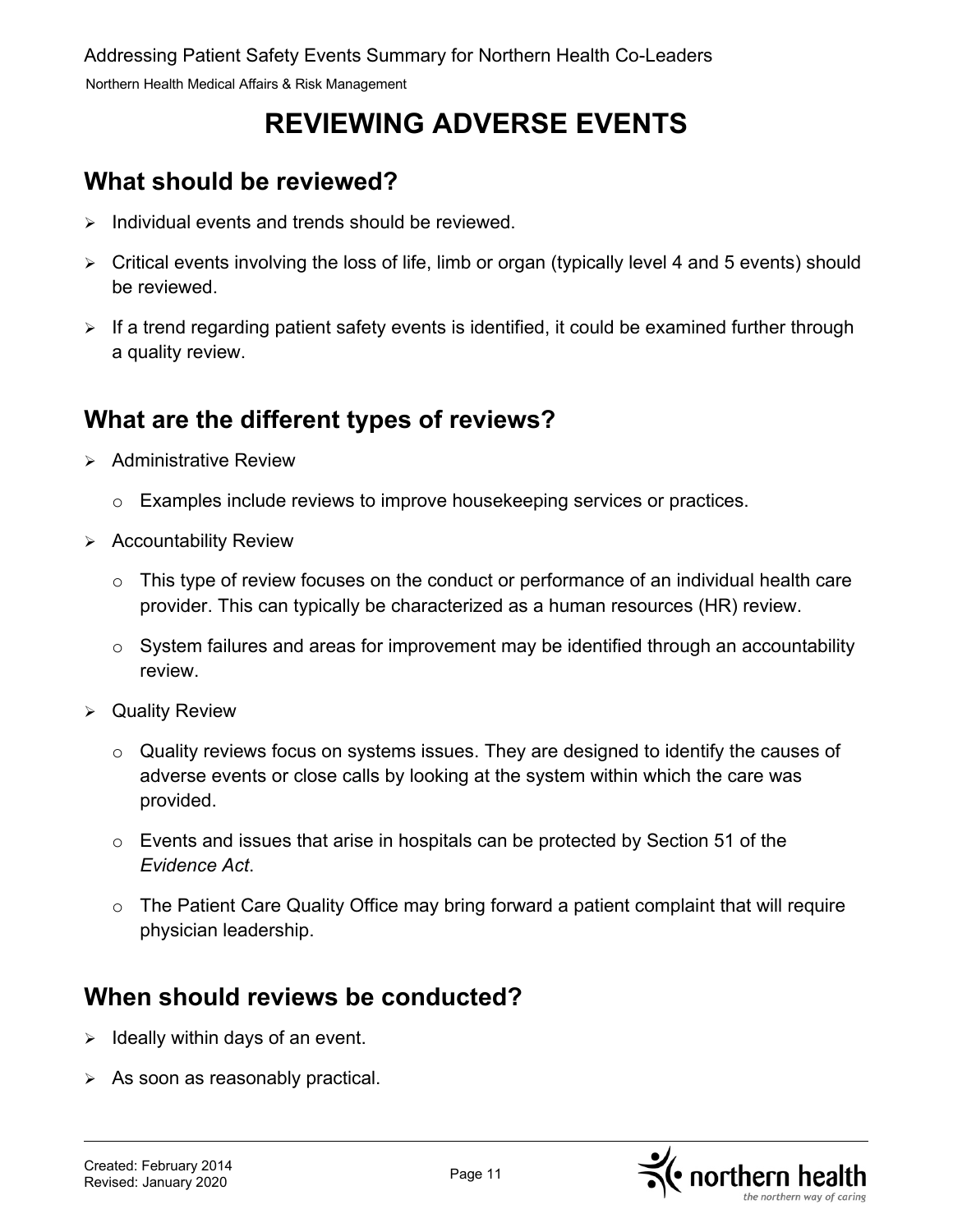# REVIEWING ADVERSE EVENTS

## What should be reviewed?

- Individual events and trends should be reviewed.
- Critical events involving the loss of life, limb or organ (typically level 4 and 5 events) should be reviewed.
- If a trend regarding patient safety events is identified, it could be examined further through a quality review.

## What are the different types of reviews?

- Administrative Review
  - Examples include reviews to improve housekeeping services or practices.
- Accountability Review
  - This type of review focuses on the conduct or performance of an individual health care provider. This can typically be characterized as a human resources (HR) review.
  - System failures and areas for improvement may be identified through an accountability review.
- Quality Review
  - Quality reviews focus on systems issues. They are designed to identify the causes of adverse events or close calls by looking at the system within which the care was provided.
  - Events and issues that arise in hospitals can be protected by Section 51 of the *Evidence Act*.
  - The Patient Care Quality Office may bring forward a patient complaint that will require physician leadership.

## When should reviews be conducted?

- Ideally within days of an event.
- As soon as reasonably practical.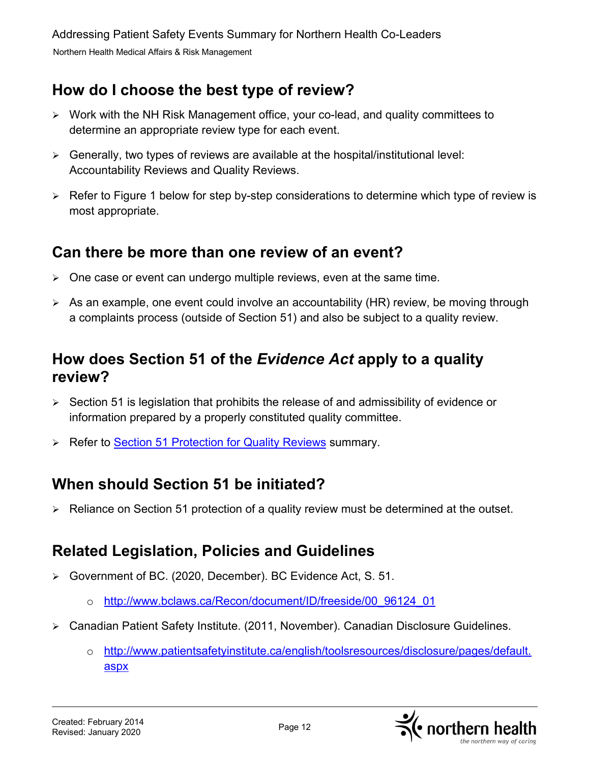## How do I choose the best type of review?

- Work with the NH Risk Management office, your co-lead, and quality committees to determine an appropriate review type for each event.
- Generally, two types of reviews are available at the hospital/institutional level: Accountability Reviews and Quality Reviews.
- Refer to Figure 1 below for step by-step considerations to determine which type of review is most appropriate.

## Can there be more than one review of an event?

- One case or event can undergo multiple reviews, even at the same time.
- As an example, one event could involve an accountability (HR) review, be moving through a complaints process (outside of Section 51) and also be subject to a quality review.

## How does Section 51 of the *Evidence Act* apply to a quality review?

- Section 51 is legislation that prohibits the release of and admissibility of evidence or information prepared by a properly constituted quality committee.
- Refer to [Section 51 Protection for Quality Reviews](#) summary.

## When should Section 51 be initiated?

- Reliance on Section 51 protection of a quality review must be determined at the outset.

## Related Legislation, Policies and Guidelines

- Government of BC. (2020, December). BC Evidence Act, S. 51.
  - http://www.bclaws.ca/Recon/document/ID/freeside/00_96124_01
- Canadian Patient Safety Institute. (2011, November). Canadian Disclosure Guidelines.
  - http://www.patientsafetyinstitute.ca/english/toolsresources/disclosure/pages/default.aspx

Created: February 2014
Revised: January 2020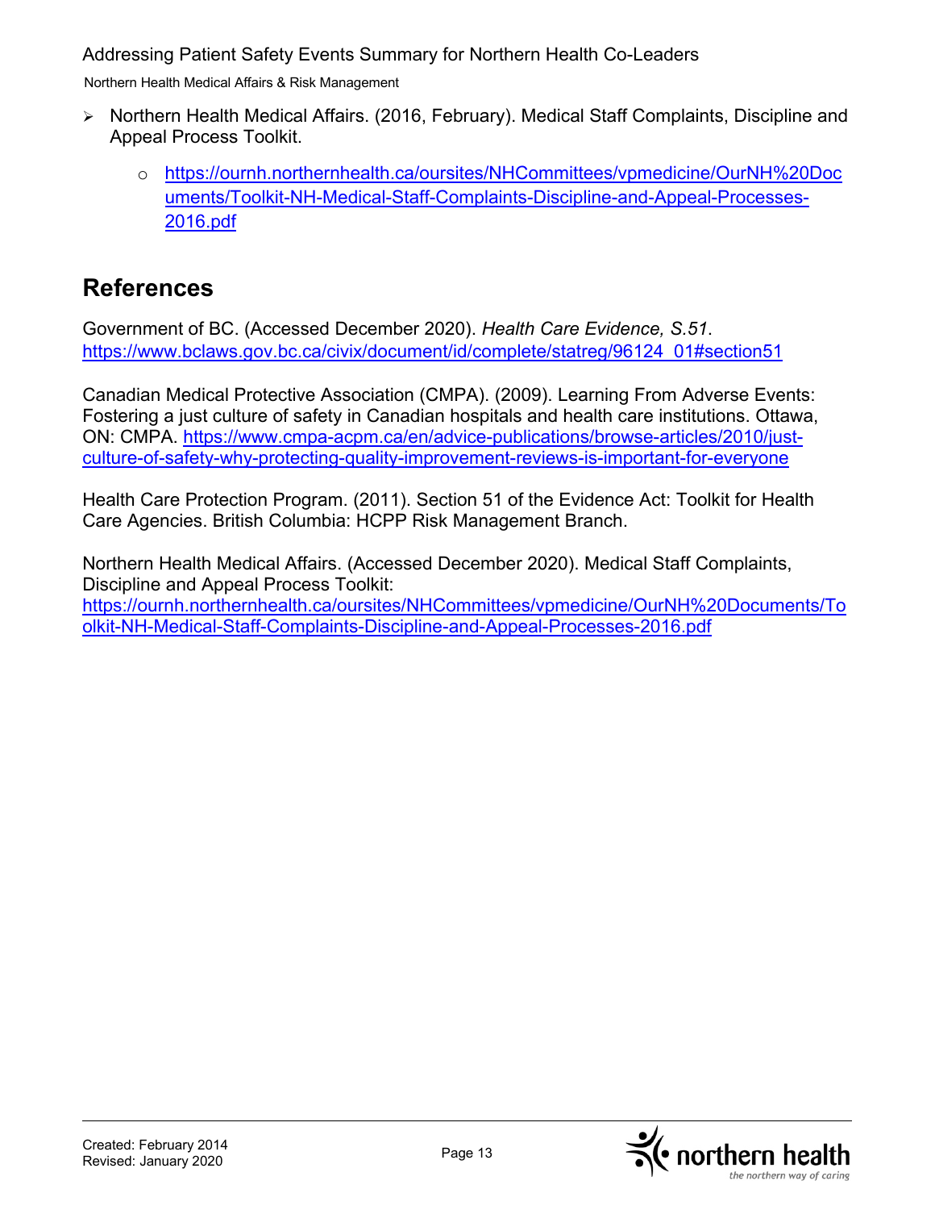- Northern Health Medical Affairs. (2016, February). Medical Staff Complaints, Discipline and Appeal Process Toolkit.
    - https://ournh.northernhealth.ca/oursites/NHCommittees/vpmedicine/OurNH%20Documents/Toolkit-NH-Medical-Staff-Complaints-Discipline-and-Appeal-Processes-2016.pdf

## References

Government of BC. (Accessed December 2020). *Health Care Evidence, S.51*. https://www.bclaws.gov.bc.ca/civix/document/id/complete/statreg/96124_01#section51

Canadian Medical Protective Association (CMPA). (2009). Learning From Adverse Events: Fostering a just culture of safety in Canadian hospitals and health care institutions. Ottawa, ON: CMPA. https://www.cmpa-acpm.ca/en/advice-publications/browse-articles/2010/just-culture-of-safety-why-protecting-quality-improvement-reviews-is-important-for-everyone

Health Care Protection Program. (2011). Section 51 of the Evidence Act: Toolkit for Health Care Agencies. British Columbia: HCPP Risk Management Branch.

Northern Health Medical Affairs. (Accessed December 2020). Medical Staff Complaints, Discipline and Appeal Process Toolkit: https://ournh.northernhealth.ca/oursites/NHCommittees/vpmedicine/OurNH%20Documents/Toolkit-NH-Medical-Staff-Complaints-Discipline-and-Appeal-Processes-2016.pdf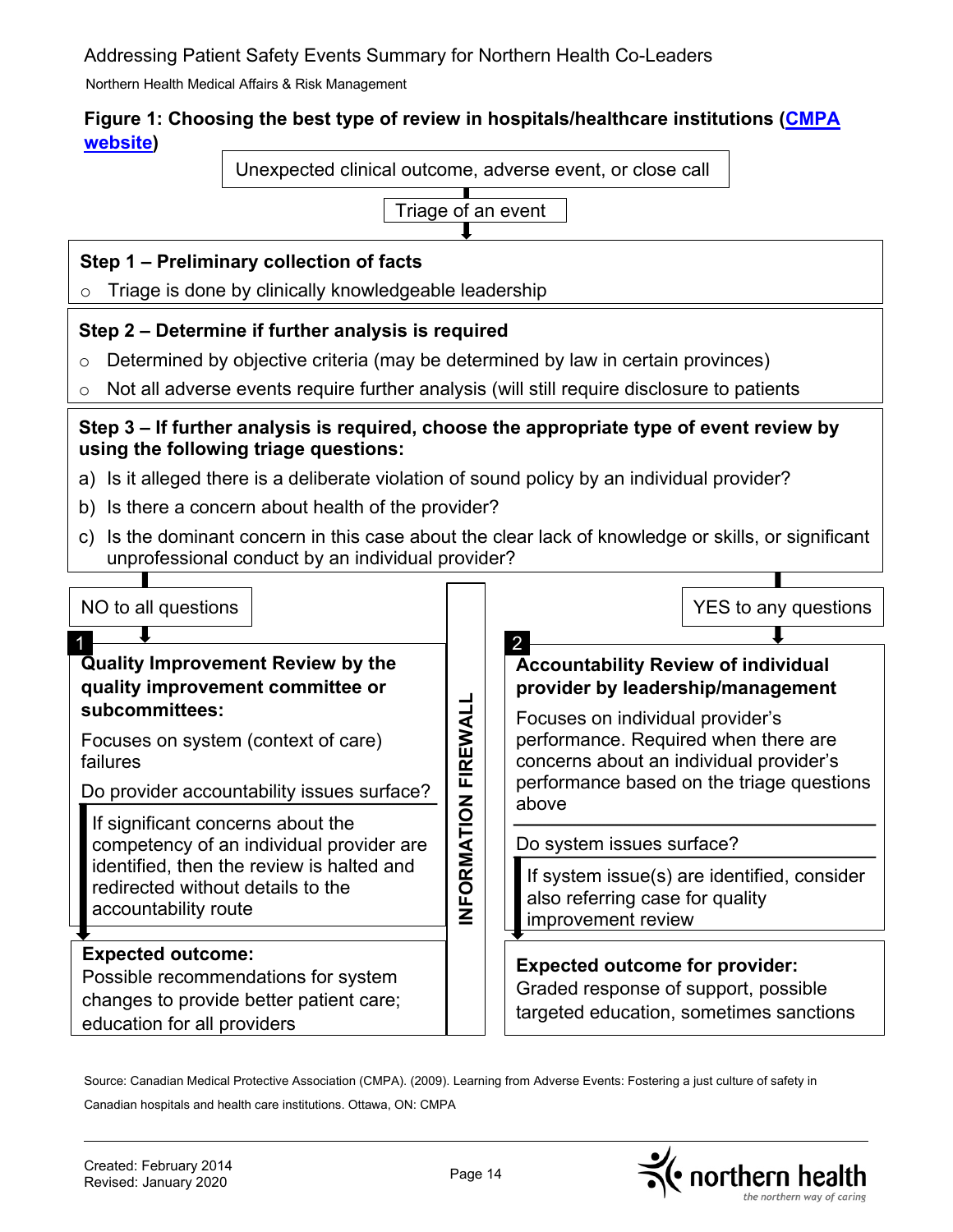## Figure 1: Choosing the best type of review in hospitals/healthcare institutions ([CMPA website](CMPA website))

Unexpected clinical outcome, adverse event, or close call

Triage of an event

**Step 1 – Preliminary collection of facts**

- Triage is done by clinically knowledgeable leadership

**Step 2 – Determine if further analysis is required**

- Determined by objective criteria (may be determined by law in certain provinces)
- Not all adverse events require further analysis (will still require disclosure to patients

**Step 3 – If further analysis is required, choose the appropriate type of event review by using the following triage questions:**

a) Is it alleged there is a deliberate violation of sound policy by an individual provider?

b) Is there a concern about health of the provider?

c) Is the dominant concern in this case about the clear lack of knowledge or skills, or significant unprofessional conduct by an individual provider?

**NO to all questions**

**1 Quality Improvement Review by the quality improvement committee or subcommittees:**

Focuses on system (context of care) failures

Do provider accountability issues surface?

If significant concerns about the competency of an individual provider are identified, then the review is halted and redirected without details to the accountability route

**Expected outcome:**
Possible recommendations for system changes to provide better patient care; education for all providers

**INFORMATION FIREWALL**

**YES to any questions**

**2 Accountability Review of individual provider by leadership/management**

Focuses on individual provider's performance. Required when there are concerns about an individual provider's performance based on the triage questions above

Do system issues surface?

If system issue(s) are identified, consider also referring case for quality improvement review

**Expected outcome for provider:**
Graded response of support, possible targeted education, sometimes sanctions

Source: Canadian Medical Protective Association (CMPA). (2009). Learning from Adverse Events: Fostering a just culture of safety in Canadian hospitals and health care institutions. Ottawa, ON: CMPA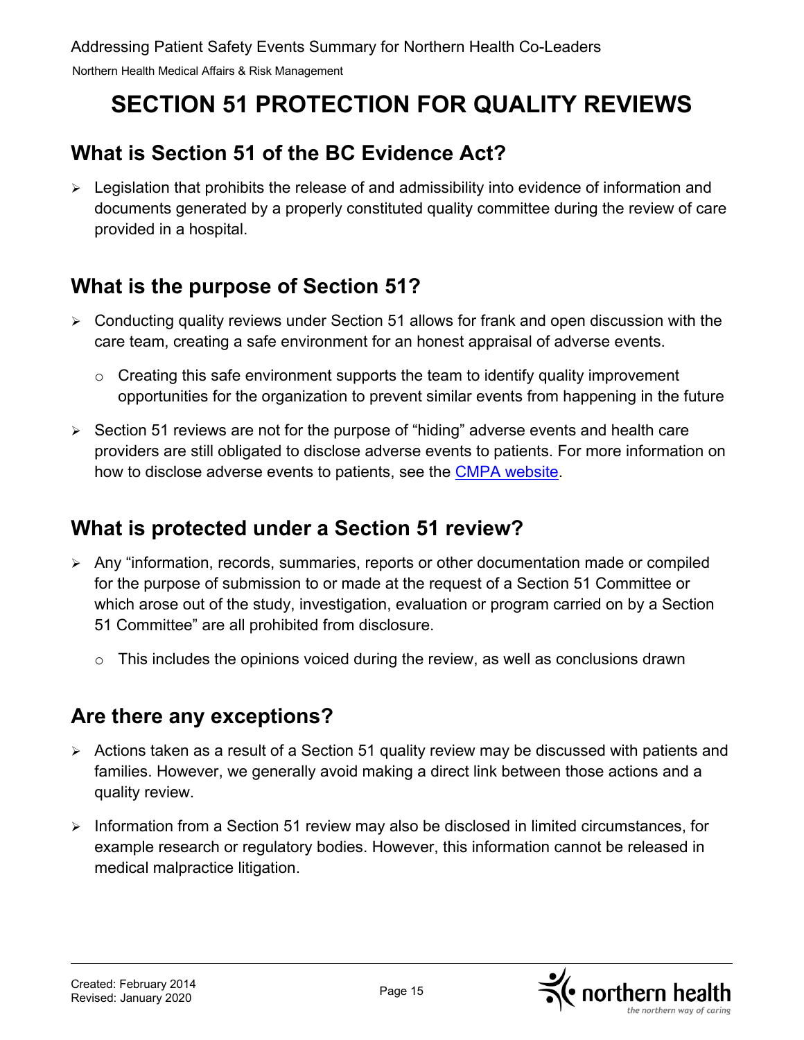# SECTION 51 PROTECTION FOR QUALITY REVIEWS

## What is Section 51 of the BC Evidence Act?

- Legislation that prohibits the release of and admissibility into evidence of information and documents generated by a properly constituted quality committee during the review of care provided in a hospital.

## What is the purpose of Section 51?

- Conducting quality reviews under Section 51 allows for frank and open discussion with the care team, creating a safe environment for an honest appraisal of adverse events.
  - Creating this safe environment supports the team to identify quality improvement opportunities for the organization to prevent similar events from happening in the future
- Section 51 reviews are not for the purpose of "hiding" adverse events and health care providers are still obligated to disclose adverse events to patients. For more information on how to disclose adverse events to patients, see the CMPA website.

## What is protected under a Section 51 review?

- Any "information, records, summaries, reports or other documentation made or compiled for the purpose of submission to or made at the request of a Section 51 Committee or which arose out of the study, investigation, evaluation or program carried on by a Section 51 Committee" are all prohibited from disclosure.
  - This includes the opinions voiced during the review, as well as conclusions drawn

## Are there any exceptions?

- Actions taken as a result of a Section 51 quality review may be discussed with patients and families. However, we generally avoid making a direct link between those actions and a quality review.
- Information from a Section 51 review may also be disclosed in limited circumstances, for example research or regulatory bodies. However, this information cannot be released in medical malpractice litigation.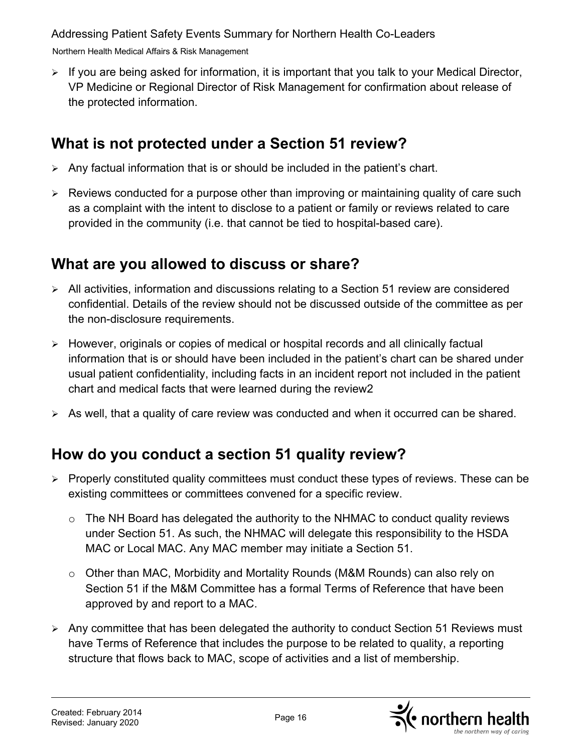- If you are being asked for information, it is important that you talk to your Medical Director, VP Medicine or Regional Director of Risk Management for confirmation about release of the protected information.

## What is not protected under a Section 51 review?

- Any factual information that is or should be included in the patient's chart.
- Reviews conducted for a purpose other than improving or maintaining quality of care such as a complaint with the intent to disclose to a patient or family or reviews related to care provided in the community (i.e. that cannot be tied to hospital-based care).

## What are you allowed to discuss or share?

- All activities, information and discussions relating to a Section 51 review are considered confidential. Details of the review should not be discussed outside of the committee as per the non-disclosure requirements.
- However, originals or copies of medical or hospital records and all clinically factual information that is or should have been included in the patient's chart can be shared under usual patient confidentiality, including facts in an incident report not included in the patient chart and medical facts that were learned during the review2
- As well, that a quality of care review was conducted and when it occurred can be shared.

## How do you conduct a section 51 quality review?

- Properly constituted quality committees must conduct these types of reviews. These can be existing committees or committees convened for a specific review.
  - The NH Board has delegated the authority to the NHMAC to conduct quality reviews under Section 51. As such, the NHMAC will delegate this responsibility to the HSDA MAC or Local MAC. Any MAC member may initiate a Section 51.
  - Other than MAC, Morbidity and Mortality Rounds (M&M Rounds) can also rely on Section 51 if the M&M Committee has a formal Terms of Reference that have been approved by and report to a MAC.
- Any committee that has been delegated the authority to conduct Section 51 Reviews must have Terms of Reference that includes the purpose to be related to quality, a reporting structure that flows back to MAC, scope of activities and a list of membership.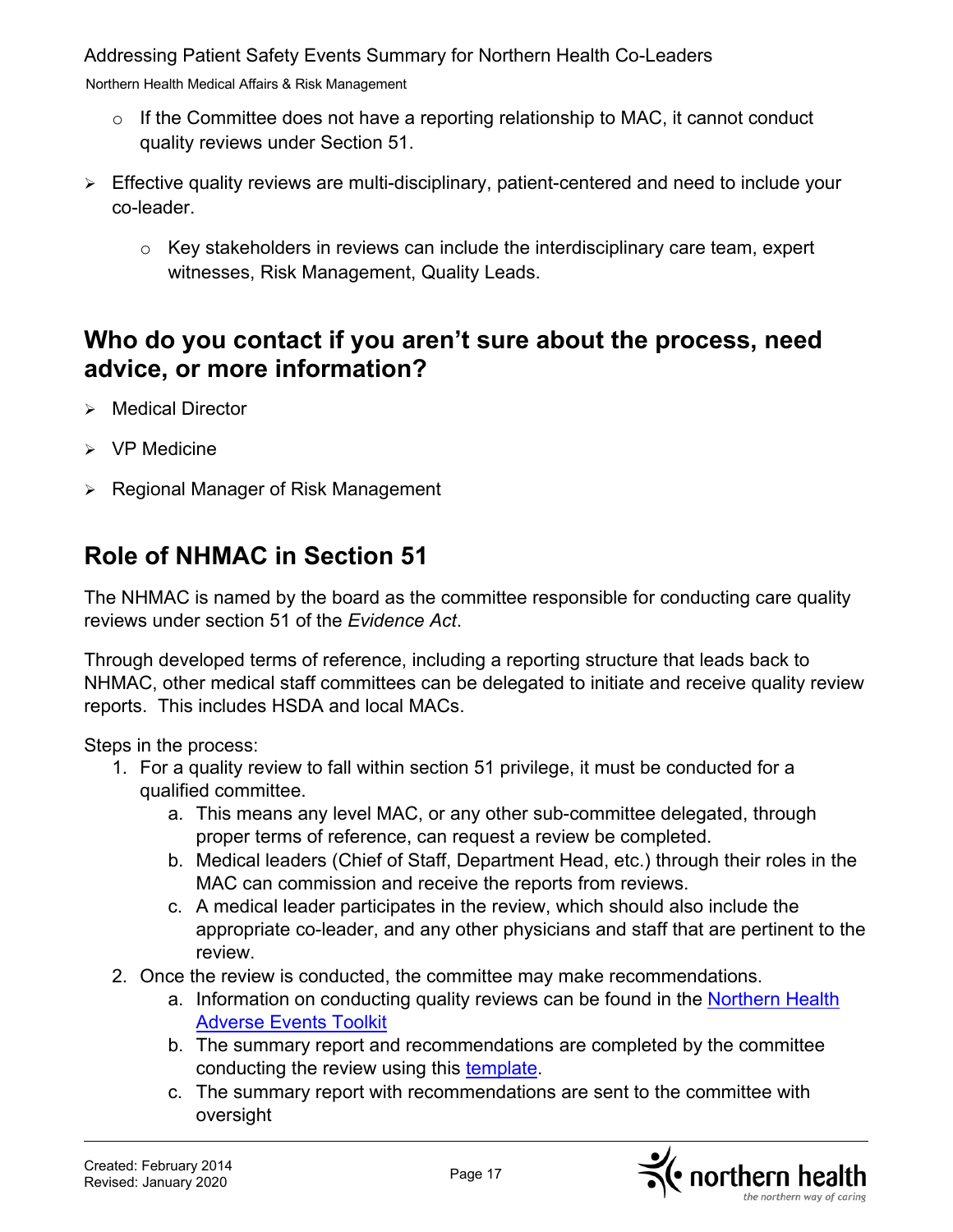- If the Committee does not have a reporting relationship to MAC, it cannot conduct quality reviews under Section 51.

- Effective quality reviews are multi-disciplinary, patient-centered and need to include your co-leader.
  - Key stakeholders in reviews can include the interdisciplinary care team, expert witnesses, Risk Management, Quality Leads.

## Who do you contact if you aren't sure about the process, need advice, or more information?

- Medical Director
- VP Medicine
- Regional Manager of Risk Management

## Role of NHMAC in Section 51

The NHMAC is named by the board as the committee responsible for conducting care quality reviews under section 51 of the *Evidence Act*.

Through developed terms of reference, including a reporting structure that leads back to NHMAC, other medical staff committees can be delegated to initiate and receive quality review reports. This includes HSDA and local MACs.

Steps in the process:

1. For a quality review to fall within section 51 privilege, it must be conducted for a qualified committee.
   a. This means any level MAC, or any other sub-committee delegated, through proper terms of reference, can request a review be completed.
   b. Medical leaders (Chief of Staff, Department Head, etc.) through their roles in the MAC can commission and receive the reports from reviews.
   c. A medical leader participates in the review, which should also include the appropriate co-leader, and any other physicians and staff that are pertinent to the review.
2. Once the review is conducted, the committee may make recommendations.
   a. Information on conducting quality reviews can be found in the Northern Health Adverse Events Toolkit
   b. The summary report and recommendations are completed by the committee conducting the review using this template.
   c. The summary report with recommendations are sent to the committee with oversight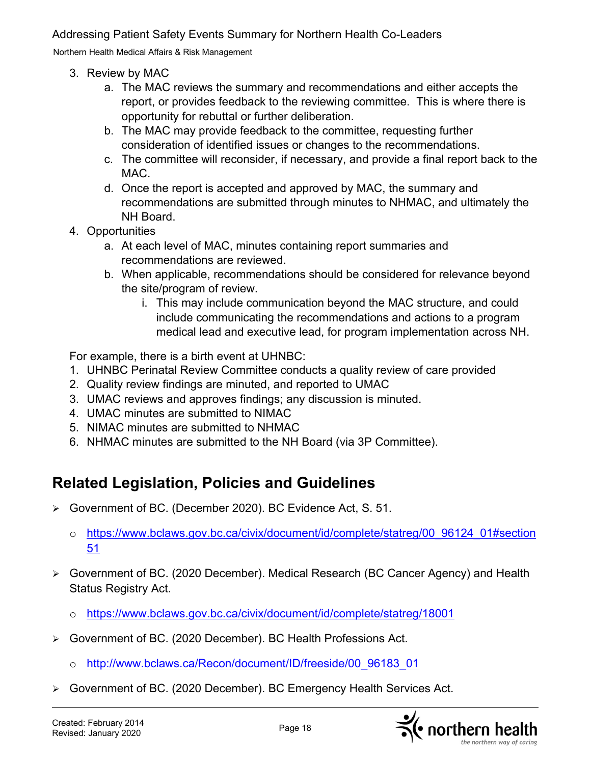3. Review by MAC
    a. The MAC reviews the summary and recommendations and either accepts the report, or provides feedback to the reviewing committee. This is where there is opportunity for rebuttal or further deliberation.
    b. The MAC may provide feedback to the committee, requesting further consideration of identified issues or changes to the recommendations.
    c. The committee will reconsider, if necessary, and provide a final report back to the MAC.
    d. Once the report is accepted and approved by MAC, the summary and recommendations are submitted through minutes to NHMAC, and ultimately the NH Board.
4. Opportunities
    a. At each level of MAC, minutes containing report summaries and recommendations are reviewed.
    b. When applicable, recommendations should be considered for relevance beyond the site/program of review.
        i. This may include communication beyond the MAC structure, and could include communicating the recommendations and actions to a program medical lead and executive lead, for program implementation across NH.

For example, there is a birth event at UHNBC:

1. UHNBC Perinatal Review Committee conducts a quality review of care provided
2. Quality review findings are minuted, and reported to UMAC
3. UMAC reviews and approves findings; any discussion is minuted.
4. UMAC minutes are submitted to NIMAC
5. NIMAC minutes are submitted to NHMAC
6. NHMAC minutes are submitted to the NH Board (via 3P Committee).

## Related Legislation, Policies and Guidelines

- Government of BC. (December 2020). BC Evidence Act, S. 51.
    - https://www.bclaws.gov.bc.ca/civix/document/id/complete/statreg/00_96124_01#section51
- Government of BC. (2020 December). Medical Research (BC Cancer Agency) and Health Status Registry Act.
    - https://www.bclaws.gov.bc.ca/civix/document/id/complete/statreg/18001
- Government of BC. (2020 December). BC Health Professions Act.
    - http://www.bclaws.ca/Recon/document/ID/freeside/00_96183_01
- Government of BC. (2020 December). BC Emergency Health Services Act.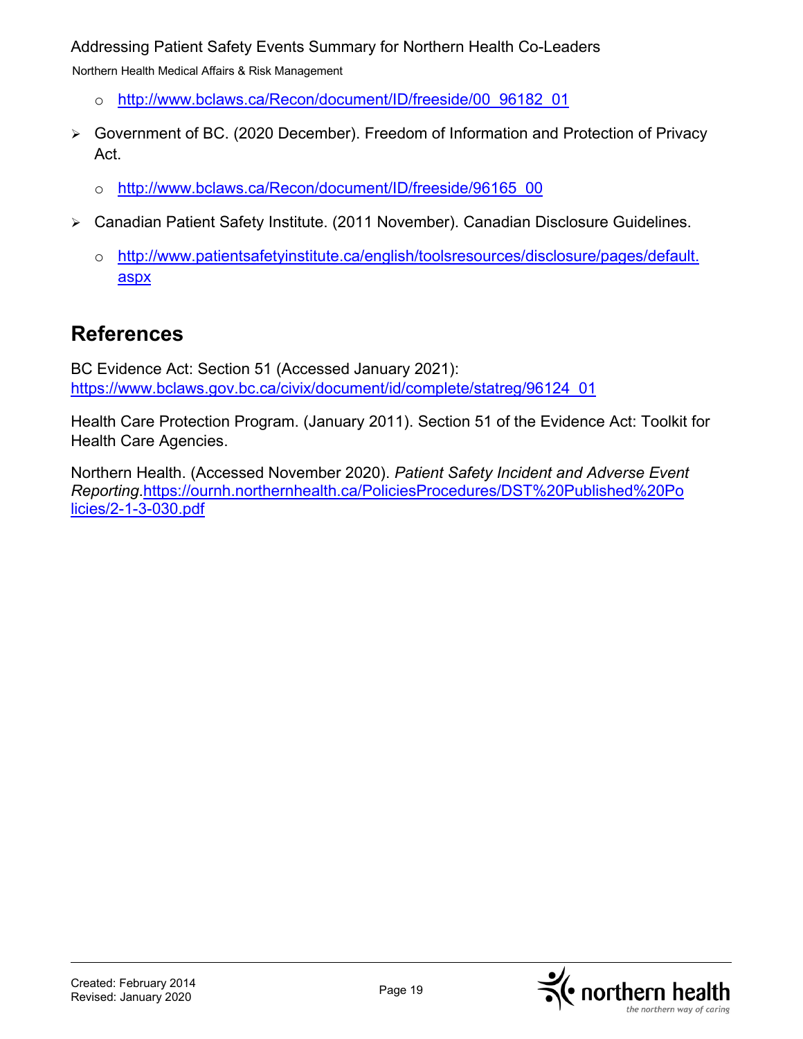- http://www.bclaws.ca/Recon/document/ID/freeside/00_96182_01

- Government of BC. (2020 December). Freedom of Information and Protection of Privacy Act.
  - http://www.bclaws.ca/Recon/document/ID/freeside/96165_00

- Canadian Patient Safety Institute. (2011 November). Canadian Disclosure Guidelines.
  - http://www.patientsafetyinstitute.ca/english/toolsresources/disclosure/pages/default.aspx

## References

BC Evidence Act: Section 51 (Accessed January 2021): https://www.bclaws.gov.bc.ca/civix/document/id/complete/statreg/96124_01

Health Care Protection Program. (January 2011). Section 51 of the Evidence Act: Toolkit for Health Care Agencies.

Northern Health. (Accessed November 2020). *Patient Safety Incident and Adverse Event Reporting*.https://ournh.northernhealth.ca/PoliciesProcedures/DST%20Published%20Policies/2-1-3-030.pdf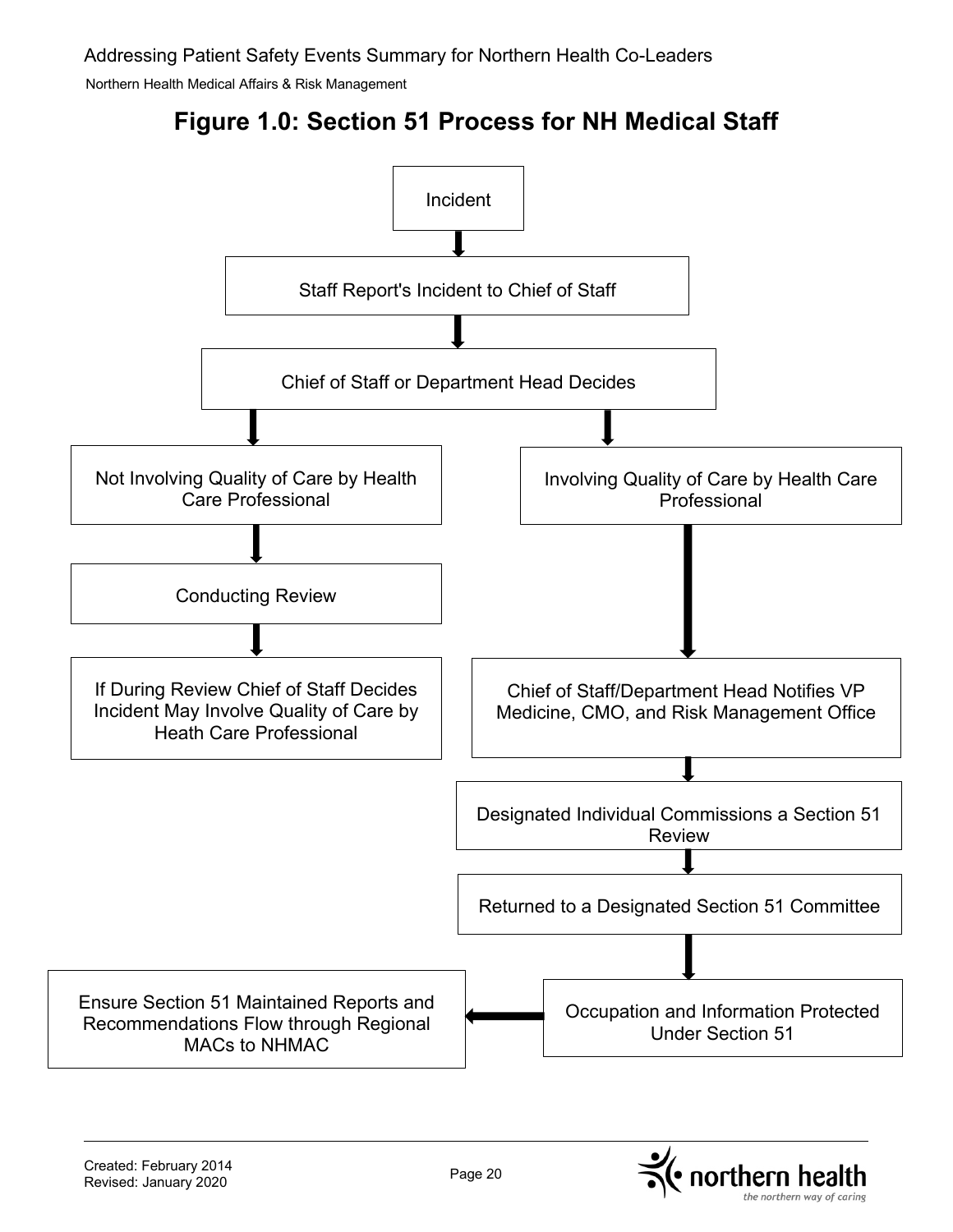# Figure 1.0: Section 51 Process for NH Medical Staff

Incident

Staff Report's Incident to Chief of Staff

Chief of Staff or Department Head Decides

Not Involving Quality of Care by Health Care Professional

Conducting Review

If During Review Chief of Staff Decides Incident May Involve Quality of Care by Heath Care Professional

Involving Quality of Care by Health Care Professional

Chief of Staff/Department Head Notifies VP Medicine, CMO, and Risk Management Office

Designated Individual Commissions a Section 51 Review

Returned to a Designated Section 51 Committee

Occupation and Information Protected Under Section 51

Ensure Section 51 Maintained Reports and Recommendations Flow through Regional MACs to NHMAC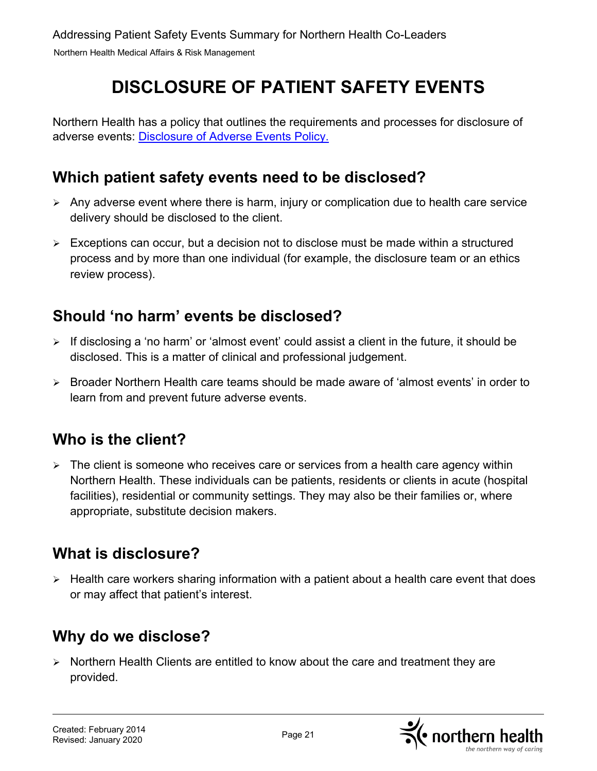# DISCLOSURE OF PATIENT SAFETY EVENTS

Northern Health has a policy that outlines the requirements and processes for disclosure of adverse events: [Disclosure of Adverse Events Policy.]()

## Which patient safety events need to be disclosed?

- Any adverse event where there is harm, injury or complication due to health care service delivery should be disclosed to the client.
- Exceptions can occur, but a decision not to disclose must be made within a structured process and by more than one individual (for example, the disclosure team or an ethics review process).

## Should 'no harm' events be disclosed?

- If disclosing a 'no harm' or 'almost event' could assist a client in the future, it should be disclosed. This is a matter of clinical and professional judgement.
- Broader Northern Health care teams should be made aware of 'almost events' in order to learn from and prevent future adverse events.

## Who is the client?

- The client is someone who receives care or services from a health care agency within Northern Health. These individuals can be patients, residents or clients in acute (hospital facilities), residential or community settings. They may also be their families or, where appropriate, substitute decision makers.

## What is disclosure?

- Health care workers sharing information with a patient about a health care event that does or may affect that patient's interest.

## Why do we disclose?

- Northern Health Clients are entitled to know about the care and treatment they are provided.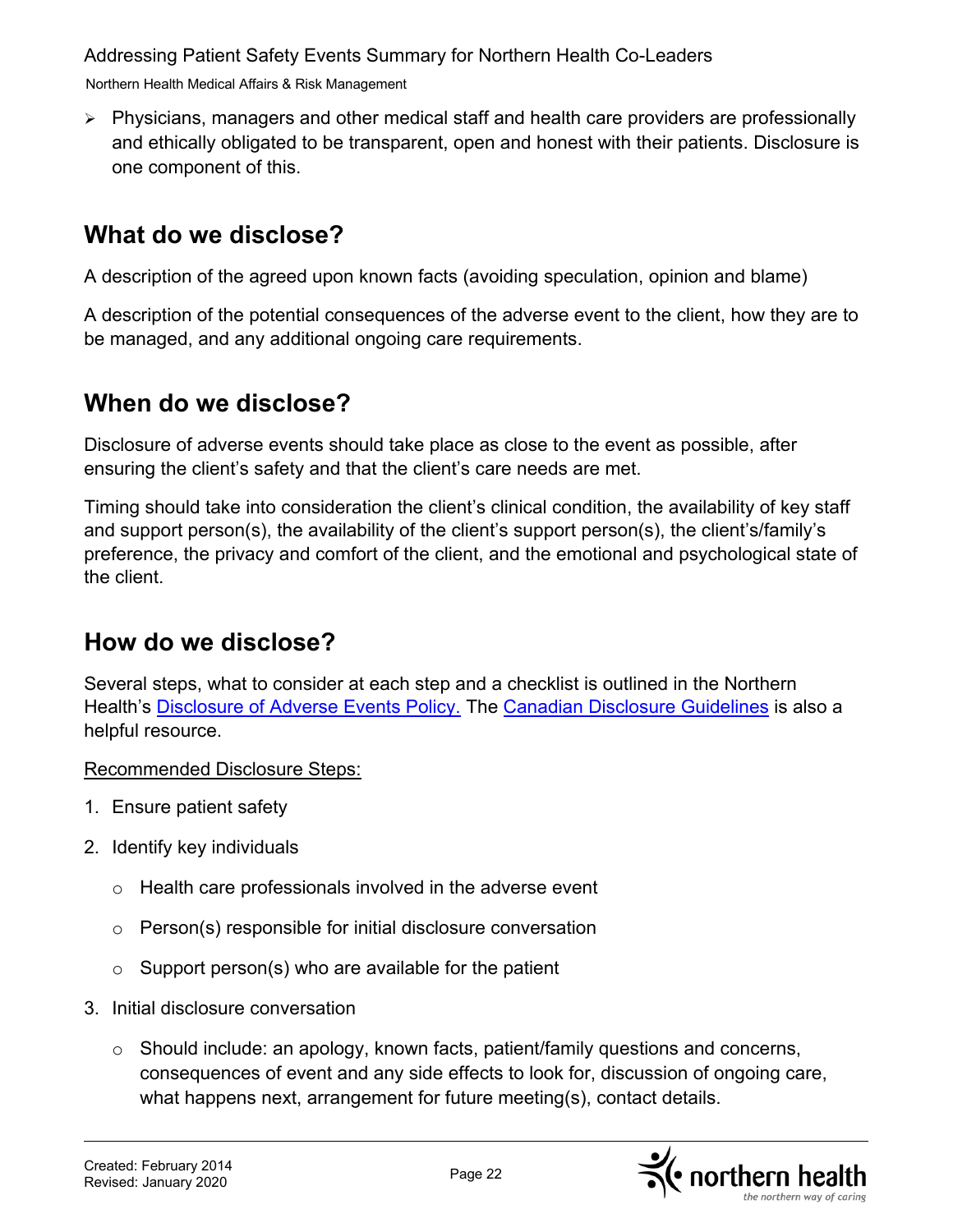- Physicians, managers and other medical staff and health care providers are professionally and ethically obligated to be transparent, open and honest with their patients. Disclosure is one component of this.

## What do we disclose?

A description of the agreed upon known facts (avoiding speculation, opinion and blame)

A description of the potential consequences of the adverse event to the client, how they are to be managed, and any additional ongoing care requirements.

## When do we disclose?

Disclosure of adverse events should take place as close to the event as possible, after ensuring the client's safety and that the client's care needs are met.

Timing should take into consideration the client's clinical condition, the availability of key staff and support person(s), the availability of the client's support person(s), the client's/family's preference, the privacy and comfort of the client, and the emotional and psychological state of the client.

## How do we disclose?

Several steps, what to consider at each step and a checklist is outlined in the Northern Health's Disclosure of Adverse Events Policy. The Canadian Disclosure Guidelines is also a helpful resource.

Recommended Disclosure Steps:

1. Ensure patient safety
2. Identify key individuals
   - Health care professionals involved in the adverse event
   - Person(s) responsible for initial disclosure conversation
   - Support person(s) who are available for the patient
3. Initial disclosure conversation
   - Should include: an apology, known facts, patient/family questions and concerns, consequences of event and any side effects to look for, discussion of ongoing care, what happens next, arrangement for future meeting(s), contact details.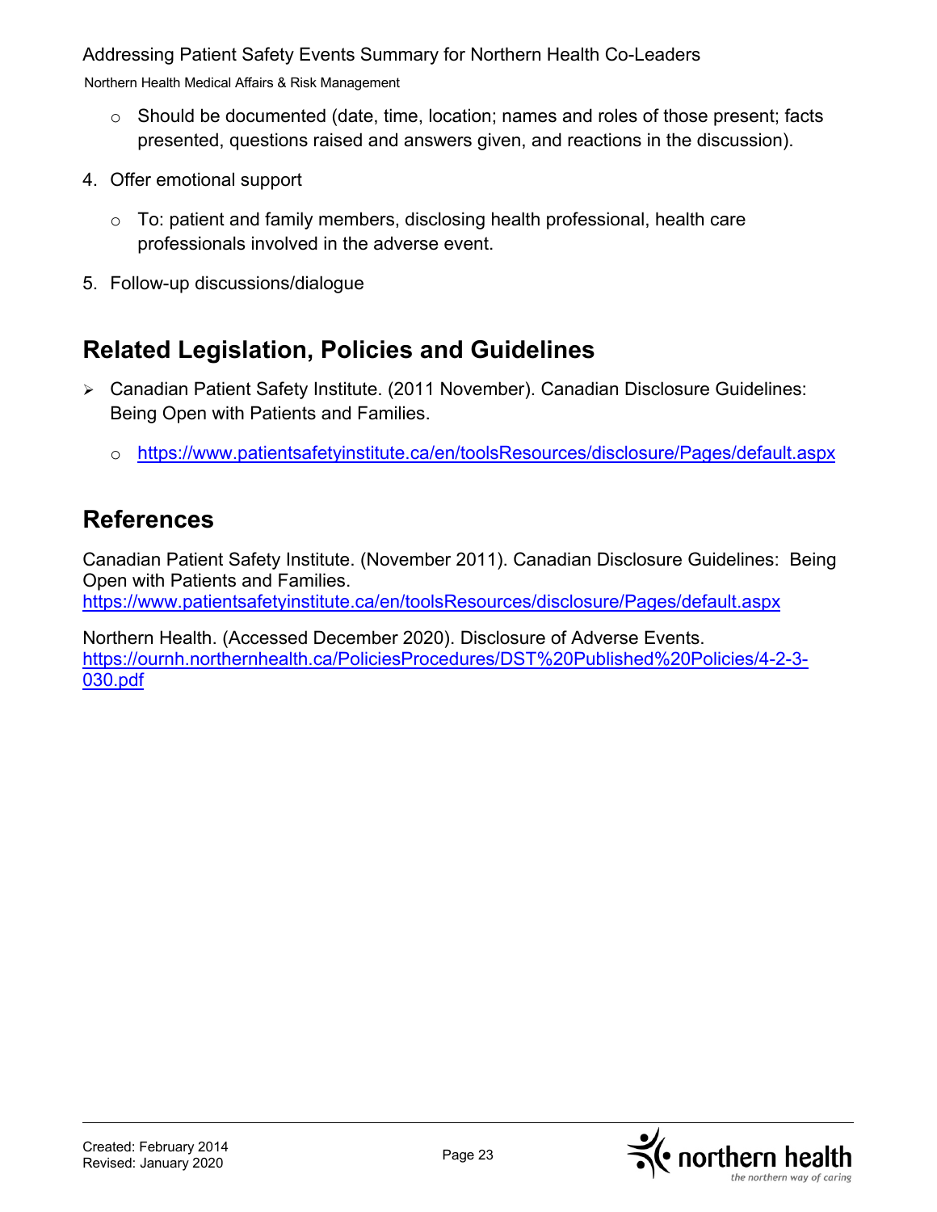- Should be documented (date, time, location; names and roles of those present; facts presented, questions raised and answers given, and reactions in the discussion).

4. Offer emotional support
   - To: patient and family members, disclosing health professional, health care professionals involved in the adverse event.
5. Follow-up discussions/dialogue

## Related Legislation, Policies and Guidelines

- Canadian Patient Safety Institute. (2011 November). Canadian Disclosure Guidelines: Being Open with Patients and Families.
  - https://www.patientsafetyinstitute.ca/en/toolsResources/disclosure/Pages/default.aspx

## References

Canadian Patient Safety Institute. (November 2011). Canadian Disclosure Guidelines: Being Open with Patients and Families.
https://www.patientsafetyinstitute.ca/en/toolsResources/disclosure/Pages/default.aspx

Northern Health. (Accessed December 2020). Disclosure of Adverse Events.
https://ournh.northernhealth.ca/PoliciesProcedures/DST%20Published%20Policies/4-2-3-030.pdf